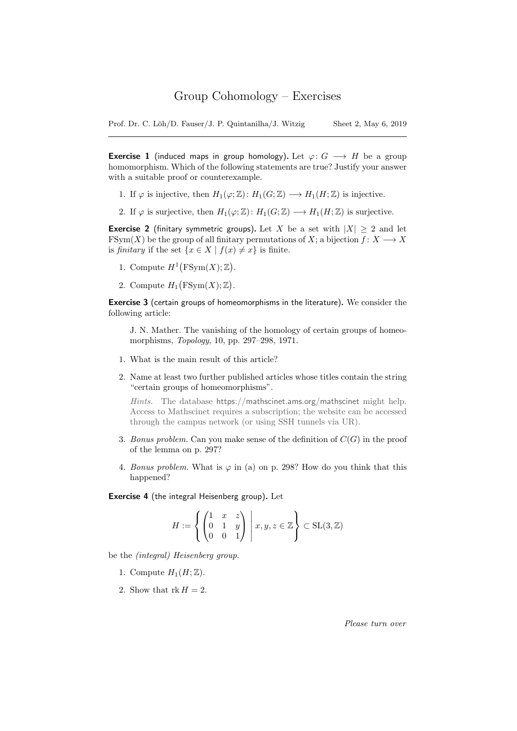# Group Cohomology – Exercises

Prof. Dr. C. Löh/D. Fauser/J. P. Quintanilha/J. Witzig — Sheet 2, May 6, 2019

---

**Exercise 1** (induced maps in group homology)**.** Let $\varphi\colon G \longrightarrow H$ be a group homomorphism. Which of the following statements are true? Justify your answer with a suitable proof or counterexample.

1. If $\varphi$ is injective, then $H_1(\varphi;\mathbb{Z})\colon H_1(G;\mathbb{Z}) \longrightarrow H_1(H;\mathbb{Z})$ is injective.
2. If $\varphi$ is surjective, then $H_1(\varphi;\mathbb{Z})\colon H_1(G;\mathbb{Z}) \longrightarrow H_1(H;\mathbb{Z})$ is surjective.

**Exercise 2** (finitary symmetric groups)**.** Let $X$ be a set with $|X| \geq 2$ and let $\operatorname{FSym}(X)$ be the group of all finitary permutations of $X$; a bijection $f\colon X \longrightarrow X$ is *finitary* if the set $\{x \in X \mid f(x) \neq x\}$ is finite.

1. Compute $H^1\bigl(\operatorname{FSym}(X);\mathbb{Z}\bigr)$.
2. Compute $H_1\bigl(\operatorname{FSym}(X);\mathbb{Z}\bigr)$.

**Exercise 3** (certain groups of homeomorphisms in the literature)**.** We consider the following article:

> J. N. Mather. The vanishing of the homology of certain groups of homeomorphisms, *Topology*, 10, pp. 297–298, 1971.

1. What is the main result of this article?
2. Name at least two further published articles whose titles contain the string "certain groups of homeomorphisms".

   *Hints.* The database https://mathscinet.ams.org/mathscinet might help. Access to Mathscinet requires a subscription; the website can be accessed through the campus network (or using SSH tunnels via UR).
3. *Bonus problem.* Can you make sense of the definition of $C(G)$ in the proof of the lemma on p. 297?
4. *Bonus problem.* What is $\varphi$ in (a) on p. 298? How do you think that this happened?

**Exercise 4** (the integral Heisenberg group)**.** Let

$$H := \left\{ \begin{pmatrix} 1 & x & z \\ 0 & 1 & y \\ 0 & 0 & 1 \end{pmatrix} \;\middle|\; x, y, z \in \mathbb{Z} \right\} \subset \operatorname{SL}(3,\mathbb{Z})$$

be the *(integral) Heisenberg group*.

1. Compute $H_1(H;\mathbb{Z})$.
2. Show that $\operatorname{rk} H = 2$.

*Please turn over*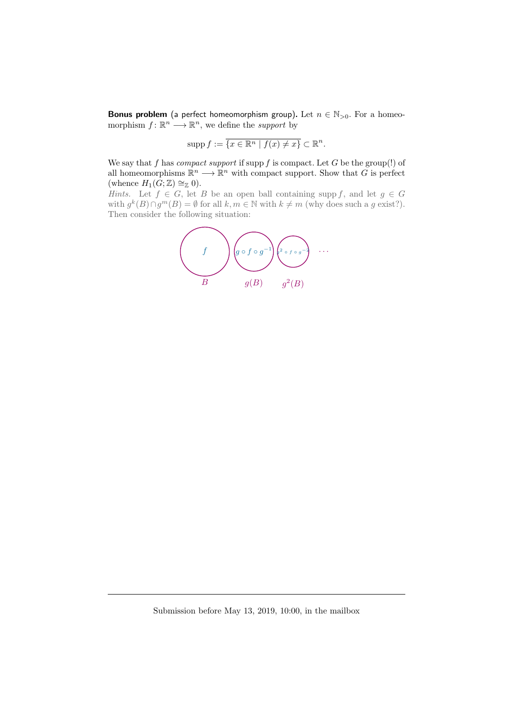**Bonus problem** (a perfect homeomorphism group). Let $n \in \mathbb{N}_{>0}$. For a homeomorphism $f \colon \mathbb{R}^n \longrightarrow \mathbb{R}^n$, we define the *support* by

$$\operatorname{supp} f := \overline{\{x \in \mathbb{R}^n \mid f(x) \neq x\}} \subset \mathbb{R}^n.$$

We say that $f$ has *compact support* if $\operatorname{supp} f$ is compact. Let $G$ be the group(!) of all homeomorphisms $\mathbb{R}^n \longrightarrow \mathbb{R}^n$ with compact support. Show that $G$ is perfect (whence $H_1(G;\mathbb{Z}) \cong_{\mathbb{Z}} 0$).

*Hints.* Let $f \in G$, let $B$ be an open ball containing $\operatorname{supp} f$, and let $g \in G$ with $g^k(B) \cap g^m(B) = \emptyset$ for all $k, m \in \mathbb{N}$ with $k \neq m$ (why does such a $g$ exist?). Then consider the following situation:

$f$

$g \circ f \circ g^{-1}$

$g^2 \circ f \circ g^{-2}$

$\dots$

$B$

$g(B)$

$g^2(B)$

Submission before May 13, 2019, 10:00, in the mailbox